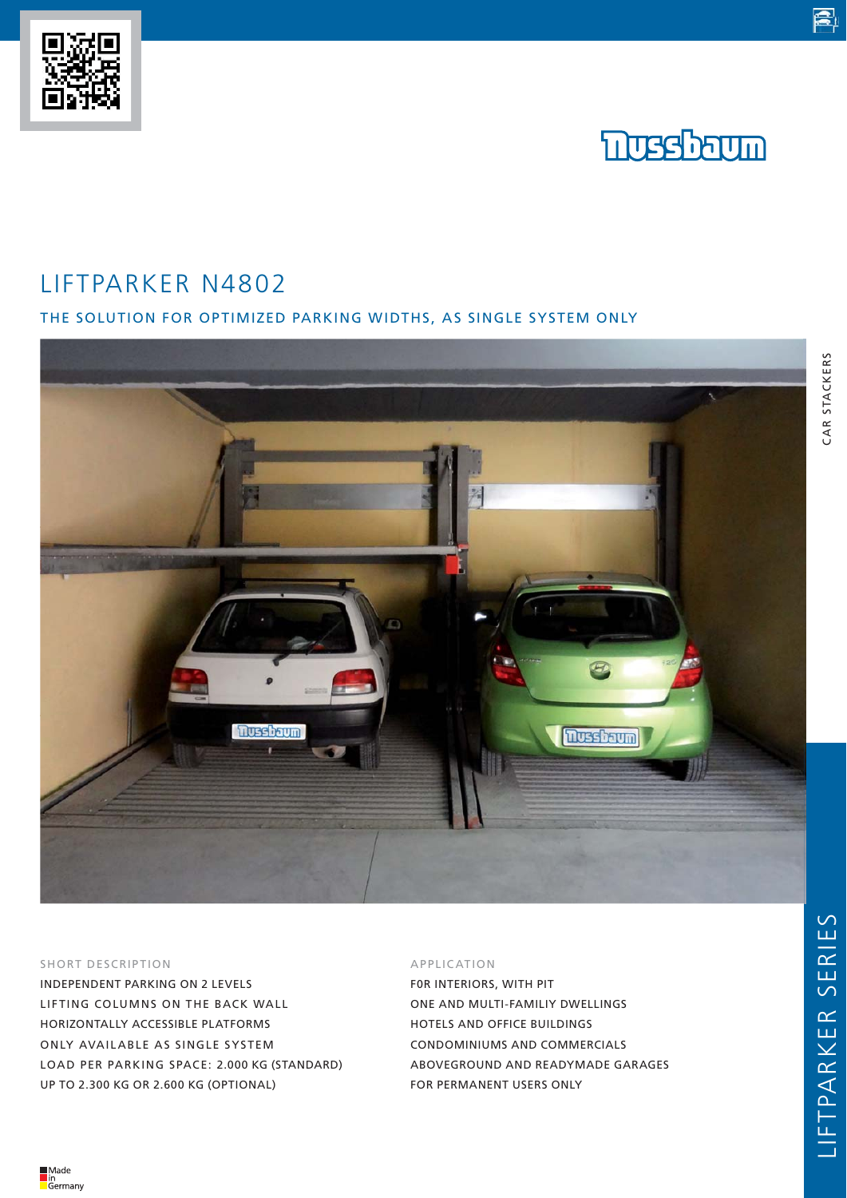Nussbaum

# LIFTPARKER N4802

## THE SOLUTION FOR OPTIMIZED PARKING WIDTHS, AS SINGLE SYSTEM ONLY

CAR STACKERS

### SHORT DESCRIPTION

INDEPENDENT PARKING ON 2 LEVELS
LIFTING COLUMNS ON THE BACK WALL
HORIZONTALLY ACCESSIBLE PLATFORMS
ONLY AVAILABLE AS SINGLE SYSTEM
LOAD PER PARKING SPACE: 2.000 KG (STANDARD)
UP TO 2.300 KG OR 2.600 KG (OPTIONAL)

### APPLICATION

F0R INTERIORS, WITH PIT
ONE AND MULTI-FAMILIY DWELLINGS
HOTELS AND OFFICE BUILDINGS
CONDOMINIUMS AND COMMERCIALS
ABOVEGROUND AND READYMADE GARAGES
FOR PERMANENT USERS ONLY

LIFTPARKER SERIES

Made in Germany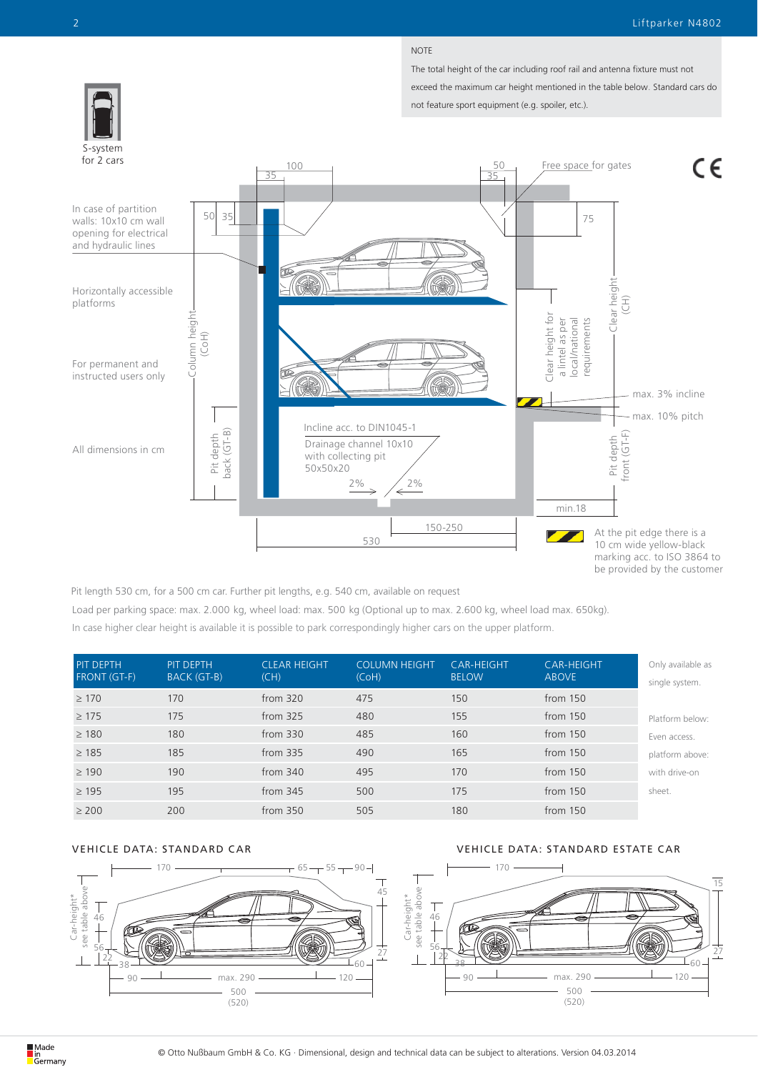NOTE

The total height of the car including roof rail and antenna fixture must not exceed the maximum car height mentioned in the table below. Standard cars do not feature sport equipment (e.g. spoiler, etc.).

S-system for 2 cars

In case of partition walls: 10x10 cm wall opening for electrical and hydraulic lines

Horizontally accessible platforms

For permanent and instructed users only

All dimensions in cm

Free space for gates

Incline acc. to DIN1045-1

Drainage channel 10x10 with collecting pit 50x50x20

max. 3% incline

max. 10% pitch

At the pit edge there is a 10 cm wide yellow-black marking acc. to ISO 3864 to be provided by the customer

Pit length 530 cm, for a 500 cm car. Further pit lengths, e.g. 540 cm, available on request

Load per parking space: max. 2.000 kg, wheel load: max. 500 kg (Optional up to max. 2.600 kg, wheel load max. 650kg).

In case higher clear height is available it is possible to park correspondingly higher cars on the upper platform.

| PIT DEPTH FRONT (GT-F) | PIT DEPTH BACK (GT-B) | CLEAR HEIGHT (CH) | COLUMN HEIGHT (CoH) | CAR-HEIGHT BELOW | CAR-HEIGHT ABOVE |
|---|---|---|---|---|---|
| ≥ 170 | 170 | from 320 | 475 | 150 | from 150 |
| ≥ 175 | 175 | from 325 | 480 | 155 | from 150 |
| ≥ 180 | 180 | from 330 | 485 | 160 | from 150 |
| ≥ 185 | 185 | from 335 | 490 | 165 | from 150 |
| ≥ 190 | 190 | from 340 | 495 | 170 | from 150 |
| ≥ 195 | 195 | from 345 | 500 | 175 | from 150 |
| ≥ 200 | 200 | from 350 | 505 | 180 | from 150 |

Only available as single system.

Platform below: Even access. platform above: with drive-on sheet.

## VEHICLE DATA: STANDARD CAR

## VEHICLE DATA: STANDARD ESTATE CAR

© Otto Nußbaum GmbH & Co. KG · Dimensional, design and technical data can be subject to alterations. Version 04.03.2014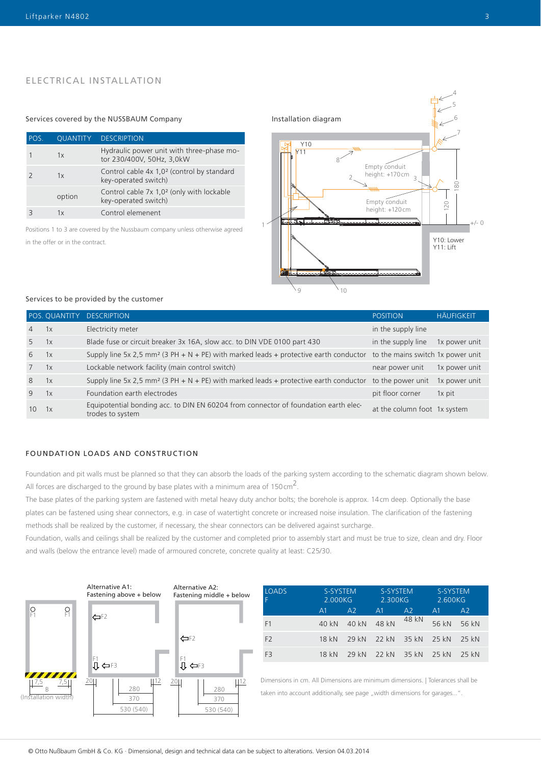## ELECTRICAL INSTALLATION

### Services covered by the NUSSBAUM Company

| POS. | QUANTITY | DESCRIPTION |
|---|---|---|
| 1 | 1x | Hydraulic power unit with three-phase motor 230/400V, 50Hz, 3,0kW |
| 2 | 1x | Control cable 4x 1,0² (control by standard key-operated switch) |
| | option | Control cable 7x 1,0² (only with lockable key-operated switch) |
| 3 | 1x | Control elemenent |

Positions 1 to 3 are covered by the Nussbaum company unless otherwise agreed in the offer or in the contract.

Installation diagram

Y10 Y11 8 2 Empty conduit height: +170cm 3 Empty conduit height: +120cm 1 4 5 6 7 180 120 +/- 0 Y10: Lower Y11: Lift 9 10

### Services to be provided by the customer

| POS. | QUANTITY | DESCRIPTION | POSITION | HÄUFIGKEIT |
|---|---|---|---|---|
| 4 | 1x | Electricity meter | in the supply line | |
| 5 | 1x | Blade fuse or circuit breaker 3x 16A, slow acc. to DIN VDE 0100 part 430 | in the supply line | 1x power unit |
| 6 | 1x | Supply line 5x 2,5 mm² (3 PH + N + PE) with marked leads + protective earth conductor | to the mains switch | 1x power unit |
| 7 | 1x | Lockable network facility (main control switch) | near power unit | 1x power unit |
| 8 | 1x | Supply line 5x 2,5 mm² (3 PH + N + PE) with marked leads + protective earth conductor | to the power unit | 1x power unit |
| 9 | 1x | Foundation earth electrodes | pit floor corner | 1x pit |
| 10 | 1x | Equipotential bonding acc. to DIN EN 60204 from connector of foundation earth electrodes to system | at the column foot | 1x system |

## FOUNDATION LOADS AND CONSTRUCTION

Foundation and pit walls must be planned so that they can absorb the loads of the parking system according to the schematic diagram shown below. All forces are discharged to the ground by base plates with a minimum area of 150 cm².

The base plates of the parking system are fastened with metal heavy duty anchor bolts; the borehole is approx. 14 cm deep. Optionally the base plates can be fastened using shear connectors, e.g. in case of watertight concrete or increased noise insulation. The clarification of the fastening methods shall be realized by the customer, if necessary, the shear connectors can be delivered against surcharge.

Foundation, walls and ceilings shall be realized by the customer and completed prior to assembly start and must be true to size, clean and dry. Floor and walls (below the entrance level) made of armoured concrete, concrete quality at least: C25/30.

F1 F1 7,5 B 7,5 (Installation width)

Alternative A1: Fastening above + below — F2 F1 F3 20 12 280 370 530 (540)

Alternative A2: Fastening middle + below — F2 F1 F3 20 12 280 370 530 (540)

| LOADS F | S-SYSTEM 2.000KG | | S-SYSTEM 2.300KG | | S-SYSTEM 2.600KG | |
|---|---|---|---|---|---|---|
| | A1 | A2 | A1 | A2 | A1 | A2 |
| F1 | 40 kN | 40 kN | 48 kN | 48 kN | 56 kN | 56 kN |
| F2 | 18 kN | 29 kN | 22 kN | 35 kN | 25 kN | 25 kN |
| F3 | 18 kN | 29 kN | 22 kN | 35 kN | 25 kN | 25 kN |

Dimensions in cm. All Dimensions are minimum dimensions. | Tolerances shall be taken into account additionally, see page „width dimensions for garages...".

© Otto Nußbaum GmbH & Co. KG · Dimensional, design and technical data can be subject to alterations. Version 04.03.2014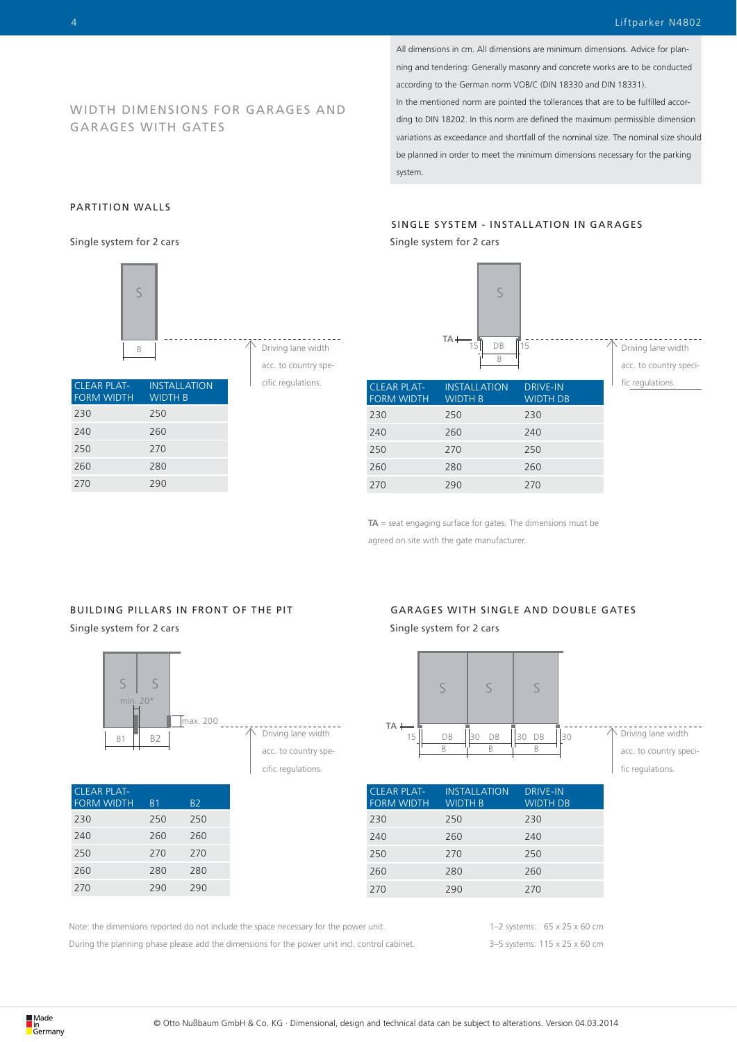# WIDTH DIMENSIONS FOR GARAGES AND GARAGES WITH GATES

All dimensions in cm. All dimensions are minimum dimensions. Advice for planning and tendering: Generally masonry and concrete works are to be conducted according to the German norm VOB/C (DIN 18330 and DIN 18331).
In the mentioned norm are pointed the tollerances that are to be fulfilled according to DIN 18202. In this norm are defined the maximum permissible dimension variations as exceedance and shortfall of the nominal size. The nominal size should be planned in order to meet the minimum dimensions necessary for the parking system.

## PARTITION WALLS

Single system for 2 cars

Driving lane width acc. to country specific regulations.

| CLEAR PLATFORM WIDTH | INSTALLATION WIDTH B |
|---|---|
| 230 | 250 |
| 240 | 260 |
| 250 | 270 |
| 260 | 280 |
| 270 | 290 |

## SINGLE SYSTEM - INSTALLATION IN GARAGES

Single system for 2 cars

Driving lane width acc. to country specific regulations.

| CLEAR PLATFORM WIDTH | INSTALLATION WIDTH B | DRIVE-IN WIDTH DB |
|---|---|---|
| 230 | 250 | 230 |
| 240 | 260 | 240 |
| 250 | 270 | 250 |
| 260 | 280 | 260 |
| 270 | 290 | 270 |

**TA** = seat engaging surface for gates. The dimensions must be agreed on site with the gate manufacturer.

## BUILDING PILLARS IN FRONT OF THE PIT

Single system for 2 cars

min. 20* max. 200

Driving lane width acc. to country specific regulations.

| CLEAR PLATFORM WIDTH | B1 | B2 |
|---|---|---|
| 230 | 250 | 250 |
| 240 | 260 | 260 |
| 250 | 270 | 270 |
| 260 | 280 | 280 |
| 270 | 290 | 290 |

## GARAGES WITH SINGLE AND DOUBLE GATES

Single system for 2 cars

Driving lane width acc. to country specific regulations.

| CLEAR PLATFORM WIDTH | INSTALLATION WIDTH B | DRIVE-IN WIDTH DB |
|---|---|---|
| 230 | 250 | 230 |
| 240 | 260 | 240 |
| 250 | 270 | 250 |
| 260 | 280 | 260 |
| 270 | 290 | 270 |

Note: the dimensions reported do not include the space necessary for the power unit.
During the planning phase please add the dimensions for the power unit incl. control cabinet.

1–2 systems: 65 x 25 x 60 cm
3–5 systems: 115 x 25 x 60 cm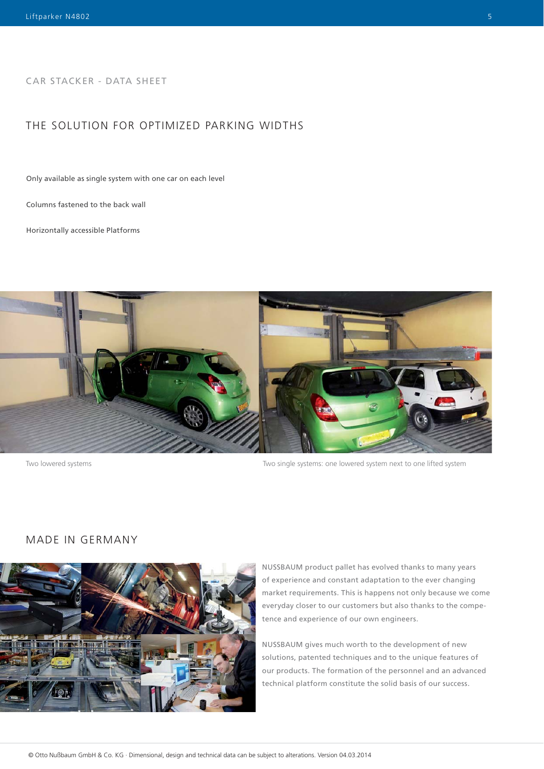CAR STACKER - DATA SHEET

## THE SOLUTION FOR OPTIMIZED PARKING WIDTHS

Only available as single system with one car on each level

Columns fastened to the back wall

Horizontally accessible Platforms

Two lowered systems

Two single systems: one lowered system next to one lifted system

## MADE IN GERMANY

NUSSBAUM product pallet has evolved thanks to many years of experience and constant adaptation to the ever changing market requirements. This is happens not only because we come everyday closer to our customers but also thanks to the competence and experience of our own engineers.

NUSSBAUM gives much worth to the development of new solutions, patented techniques and to the unique features of our products. The formation of the personnel and an advanced technical platform constitute the solid basis of our success.

© Otto Nußbaum GmbH & Co. KG · Dimensional, design and technical data can be subject to alterations. Version 04.03.2014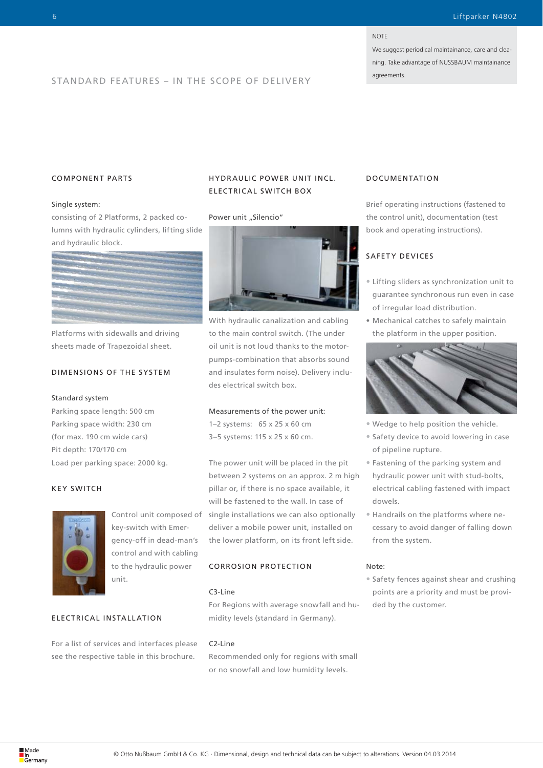NOTE

We suggest periodical maintainance, care and cleaning. Take advantage of NUSSBAUM maintainance agreements.

# STANDARD FEATURES – IN THE SCOPE OF DELIVERY

## COMPONENT PARTS

Single system:
consisting of 2 Platforms, 2 packed columns with hydraulic cylinders, lifting slide and hydraulic block.

Platforms with sidewalls and driving sheets made of Trapezoidal sheet.

## DIMENSIONS OF THE SYSTEM

Standard system
Parking space length: 500 cm
Parking space width: 230 cm
(for max. 190 cm wide cars)
Pit depth: 170/170 cm
Load per parking space: 2000 kg.

## KEY SWITCH

Control unit composed of key-switch with Emergency-off in dead-man's control and with cabling to the hydraulic power unit.

## ELECTRICAL INSTALLATION

For a list of services and interfaces please see the respective table in this brochure.

## HYDRAULIC POWER UNIT INCL. ELECTRICAL SWITCH BOX

Power unit „Silencio"

With hydraulic canalization and cabling to the main control switch. (The under oil unit is not loud thanks to the motor-pumps-combination that absorbs sound and insulates form noise). Delivery includes electrical switch box.

Measurements of the power unit:
1–2 systems: 65 x 25 x 60 cm
3–5 systems: 115 x 25 x 60 cm.

The power unit will be placed in the pit between 2 systems on an approx. 2 m high pillar or, if there is no space available, it will be fastened to the wall. In case of single installations we can also optionally deliver a mobile power unit, installed on the lower platform, on its front left side.

## CORROSION PROTECTION

C3-Line
For Regions with average snowfall and humidity levels (standard in Germany).

C2-Line
Recommended only for regions with small or no snowfall and low humidity levels.

## DOCUMENTATION

Brief operating instructions (fastened to the control unit), documentation (test book and operating instructions).

## SAFETY DEVICES

- Lifting sliders as synchronization unit to guarantee synchronous run even in case of irregular load distribution.
- Mechanical catches to safely maintain the platform in the upper position.
- Wedge to help position the vehicle.
- Safety device to avoid lowering in case of pipeline rupture.
- Fastening of the parking system and hydraulic power unit with stud-bolts, electrical cabling fastened with impact dowels.
- Handrails on the platforms where necessary to avoid danger of falling down from the system.

Note:
- Safety fences against shear and crushing points are a priority and must be provided by the customer.

© Otto Nußbaum GmbH & Co. KG · Dimensional, design and technical data can be subject to alterations. Version 04.03.2014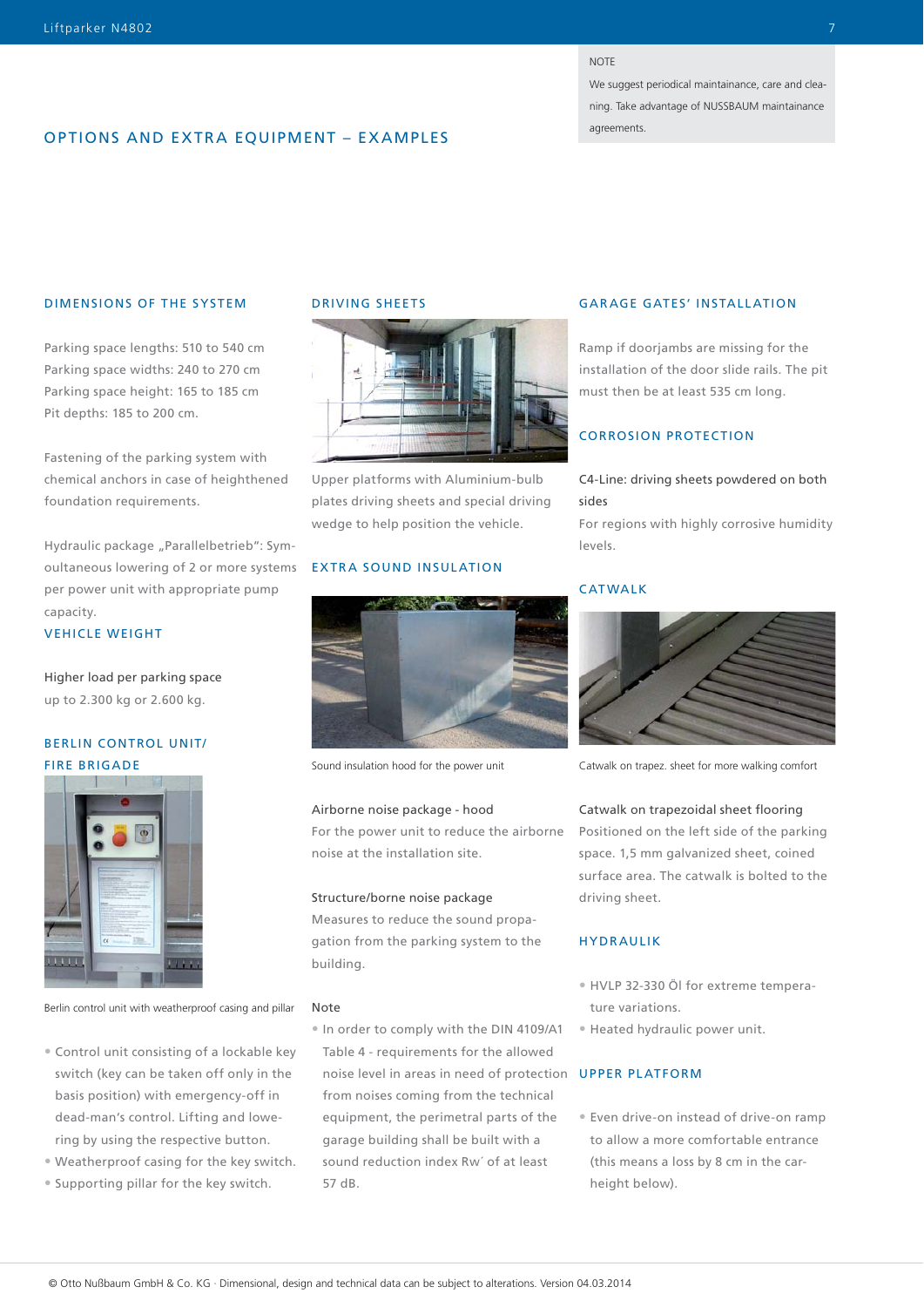NOTE

We suggest periodical maintainance, care and cleaning. Take advantage of NUSSBAUM maintainance agreements.

# OPTIONS AND EXTRA EQUIPMENT – EXAMPLES

## DIMENSIONS OF THE SYSTEM

Parking space lengths: 510 to 540 cm
Parking space widths: 240 to 270 cm
Parking space height: 165 to 185 cm
Pit depths: 185 to 200 cm.

Fastening of the parking system with chemical anchors in case of heightened foundation requirements.

Hydraulic package „Parallelbetrieb": Symoultaneous lowering of 2 or more systems per power unit with appropriate pump capacity.

## VEHICLE WEIGHT

Higher load per parking space
up to 2.300 kg or 2.600 kg.

## BERLIN CONTROL UNIT/ FIRE BRIGADE

Berlin control unit with weatherproof casing and pillar

- Control unit consisting of a lockable key switch (key can be taken off only in the basis position) with emergency-off in dead-man's control. Lifting and lowering by using the respective button.
- Weatherproof casing for the key switch.
- Supporting pillar for the key switch.

## DRIVING SHEETS

Upper platforms with Aluminium-bulb plates driving sheets and special driving wedge to help position the vehicle.

## EXTRA SOUND INSULATION

Sound insulation hood for the power unit

Airborne noise package - hood
For the power unit to reduce the airborne noise at the installation site.

Structure/borne noise package
Measures to reduce the sound propagation from the parking system to the building.

Note

- In order to comply with the DIN 4109/A1 Table 4 - requirements for the allowed noise level in areas in need of protection from noises coming from the technical equipment, the perimetral parts of the garage building shall be built with a sound reduction index Rw´ of at least 57 dB.

## GARAGE GATES' INSTALLATION

Ramp if doorjambs are missing for the installation of the door slide rails. The pit must then be at least 535 cm long.

## CORROSION PROTECTION

C4-Line: driving sheets powdered on both sides
For regions with highly corrosive humidity levels.

## CATWALK

Catwalk on trapez. sheet for more walking comfort

Catwalk on trapezoidal sheet flooring
Positioned on the left side of the parking space. 1,5 mm galvanized sheet, coined surface area. The catwalk is bolted to the driving sheet.

## HYDRAULIK

- HVLP 32-330 Öl for extreme temperature variations.
- Heated hydraulic power unit.

## UPPER PLATFORM

- Even drive-on instead of drive-on ramp to allow a more comfortable entrance (this means a loss by 8 cm in the car-height below).

© Otto Nußbaum GmbH & Co. KG · Dimensional, design and technical data can be subject to alterations. Version 04.03.2014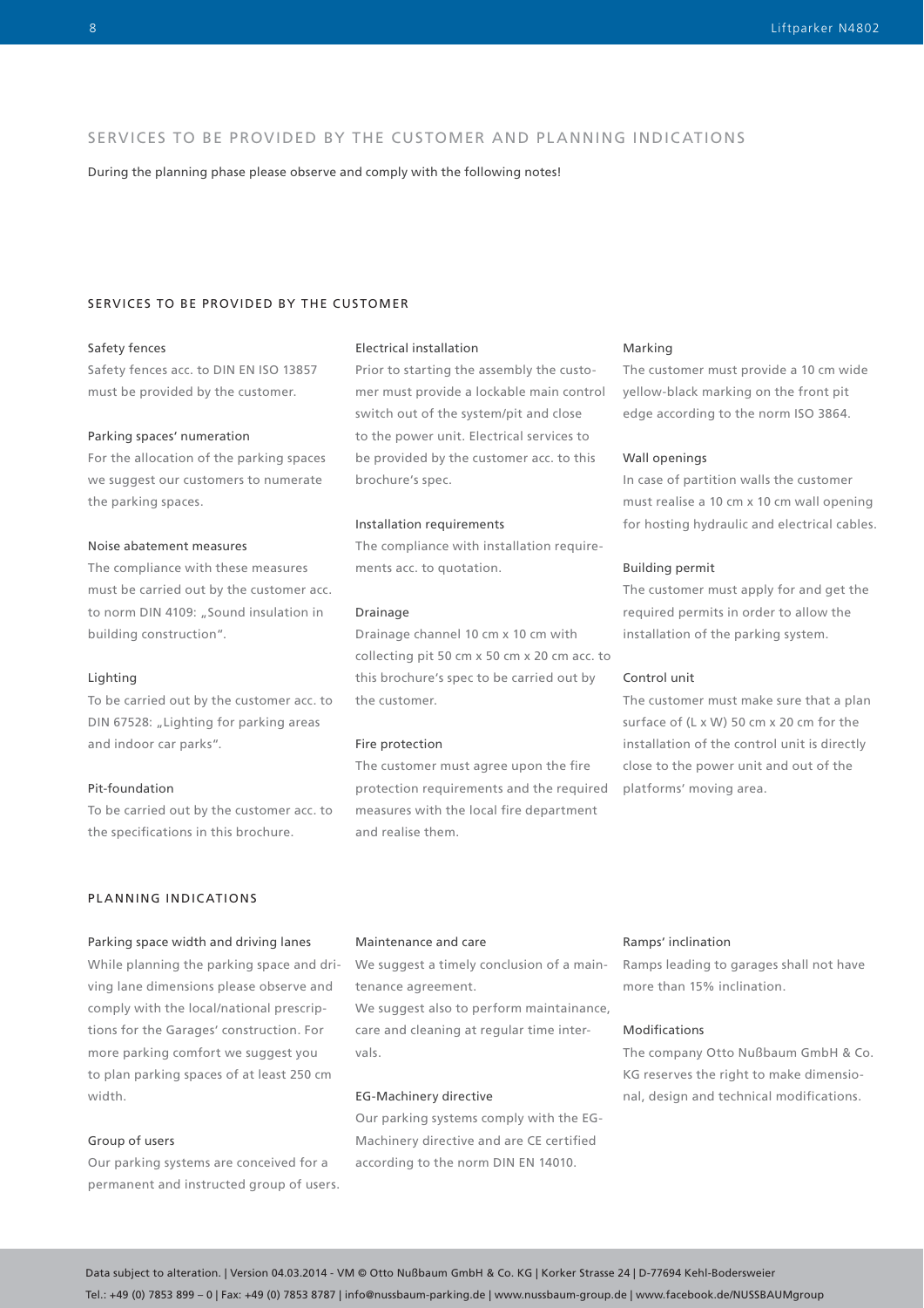## SERVICES TO BE PROVIDED BY THE CUSTOMER AND PLANNING INDICATIONS

During the planning phase please observe and comply with the following notes!

### SERVICES TO BE PROVIDED BY THE CUSTOMER

**Safety fences**
Safety fences acc. to DIN EN ISO 13857 must be provided by the customer.

**Parking spaces' numeration**
For the allocation of the parking spaces we suggest our customers to numerate the parking spaces.

**Noise abatement measures**
The compliance with these measures must be carried out by the customer acc. to norm DIN 4109: „Sound insulation in building construction".

**Lighting**
To be carried out by the customer acc. to DIN 67528: „Lighting for parking areas and indoor car parks".

**Pit-foundation**
To be carried out by the customer acc. to the specifications in this brochure.

**Electrical installation**
Prior to starting the assembly the customer must provide a lockable main control switch out of the system/pit and close to the power unit. Electrical services to be provided by the customer acc. to this brochure's spec.

**Installation requirements**
The compliance with installation requirements acc. to quotation.

**Drainage**
Drainage channel 10 cm x 10 cm with collecting pit 50 cm x 50 cm x 20 cm acc. to this brochure's spec to be carried out by the customer.

**Fire protection**
The customer must agree upon the fire protection requirements and the required measures with the local fire department and realise them.

**Marking**
The customer must provide a 10 cm wide yellow-black marking on the front pit edge according to the norm ISO 3864.

**Wall openings**
In case of partition walls the customer must realise a 10 cm x 10 cm wall opening for hosting hydraulic and electrical cables.

**Building permit**
The customer must apply for and get the required permits in order to allow the installation of the parking system.

**Control unit**
The customer must make sure that a plan surface of (L x W) 50 cm x 20 cm for the installation of the control unit is directly close to the power unit and out of the platforms' moving area.

### PLANNING INDICATIONS

**Parking space width and driving lanes**
While planning the parking space and driving lane dimensions please observe and comply with the local/national prescriptions for the Garages' construction. For more parking comfort we suggest you to plan parking spaces of at least 250 cm width.

**Group of users**
Our parking systems are conceived for a permanent and instructed group of users.

**Maintenance and care**
We suggest a timely conclusion of a maintenance agreement.
We suggest also to perform maintainance, care and cleaning at regular time intervals.

**EG-Machinery directive**
Our parking systems comply with the EG-Machinery directive and are CE certified according to the norm DIN EN 14010.

**Ramps' inclination**
Ramps leading to garages shall not have more than 15% inclination.

**Modifications**
The company Otto Nußbaum GmbH & Co. KG reserves the right to make dimensional, design and technical modifications.

Data subject to alteration. | Version 04.03.2014 - VM © Otto Nußbaum GmbH & Co. KG | Korker Strasse 24 | D-77694 Kehl-Bodersweier
Tel.: +49 (0) 7853 899 – 0 | Fax: +49 (0) 7853 8787 | info@nussbaum-parking.de | www.nussbaum-group.de | www.facebook.de/NUSSBAUMgroup